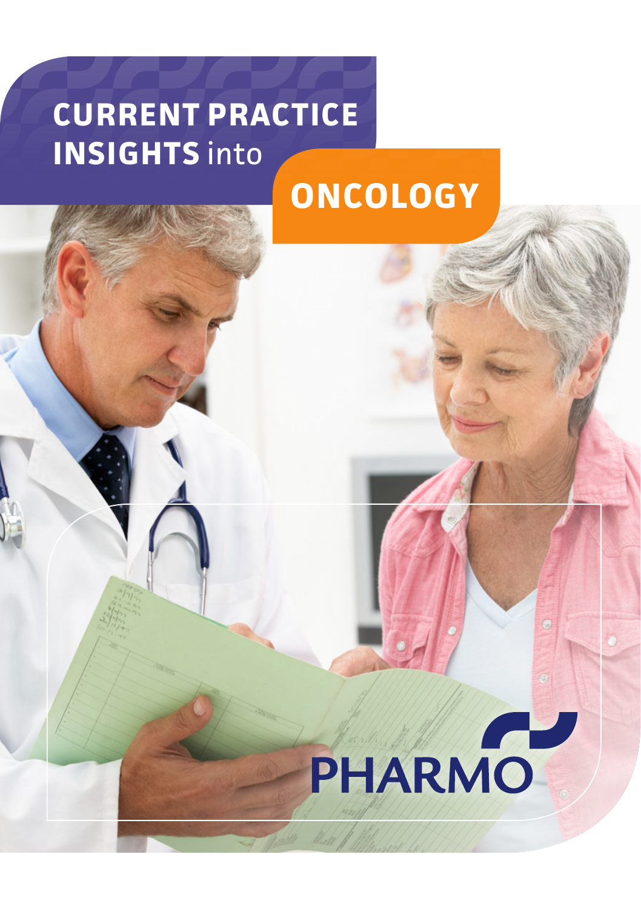# CURRENT PRACTICE INSIGHTS into ONCOLOGY

PHARMO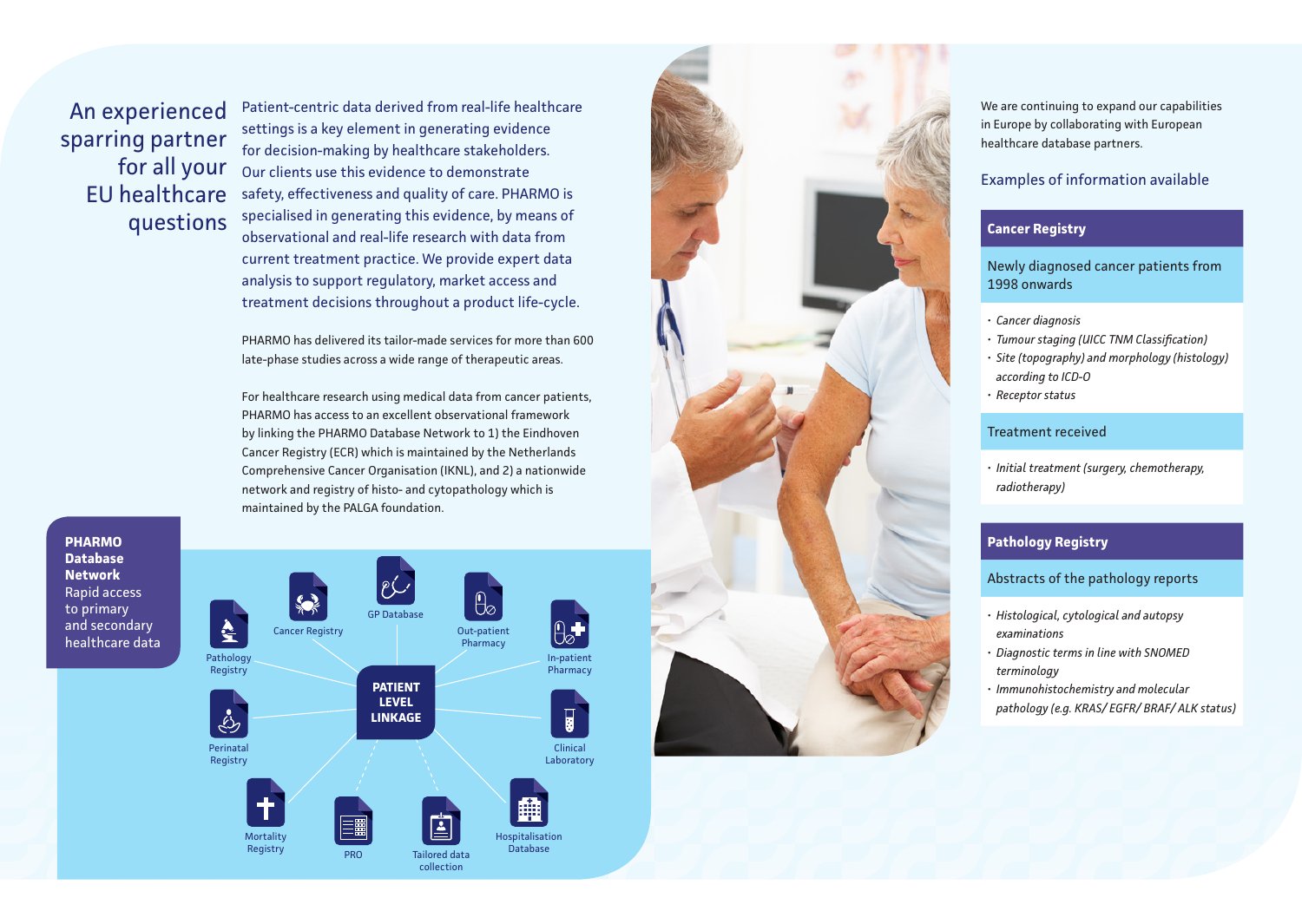## An experienced sparring partner for all your EU healthcare questions

Patient-centric data derived from real-life healthcare settings is a key element in generating evidence for decision-making by healthcare stakeholders. Our clients use this evidence to demonstrate safety, effectiveness and quality of care. PHARMO is specialised in generating this evidence, by means of observational and real-life research with data from current treatment practice. We provide expert data analysis to support regulatory, market access and treatment decisions throughout a product life-cycle.

PHARMO has delivered its tailor-made services for more than 600 late-phase studies across a wide range of therapeutic areas.

For healthcare research using medical data from cancer patients, PHARMO has access to an excellent observational framework by linking the PHARMO Database Network to 1) the Eindhoven Cancer Registry (ECR) which is maintained by the Netherlands Comprehensive Cancer Organisation (IKNL), and 2) a nationwide network and registry of histo- and cytopathology which is maintained by the PALGA foundation.

**PHARMO Database Network**
Rapid access to primary and secondary healthcare data

**PATIENT LEVEL LINKAGE**

- Pathology Registry
- Cancer Registry
- GP Database
- Out-patient Pharmacy
- In-patient Pharmacy
- Perinatal Registry
- Clinical Laboratory
- Mortality Registry
- PRO
- Tailored data collection
- Hospitalisation Database

We are continuing to expand our capabilities in Europe by collaborating with European healthcare database partners.

### Examples of information available

**Cancer Registry**

Newly diagnosed cancer patients from 1998 onwards

- *Cancer diagnosis*
- *Tumour staging (UICC TNM Classification)*
- *Site (topography) and morphology (histology) according to ICD-O*
- *Receptor status*

Treatment received

- *Initial treatment (surgery, chemotherapy, radiotherapy)*

**Pathology Registry**

Abstracts of the pathology reports

- *Histological, cytological and autopsy examinations*
- *Diagnostic terms in line with SNOMED terminology*
- *Immunohistochemistry and molecular pathology (e.g. KRAS/ EGFR/ BRAF/ ALK status)*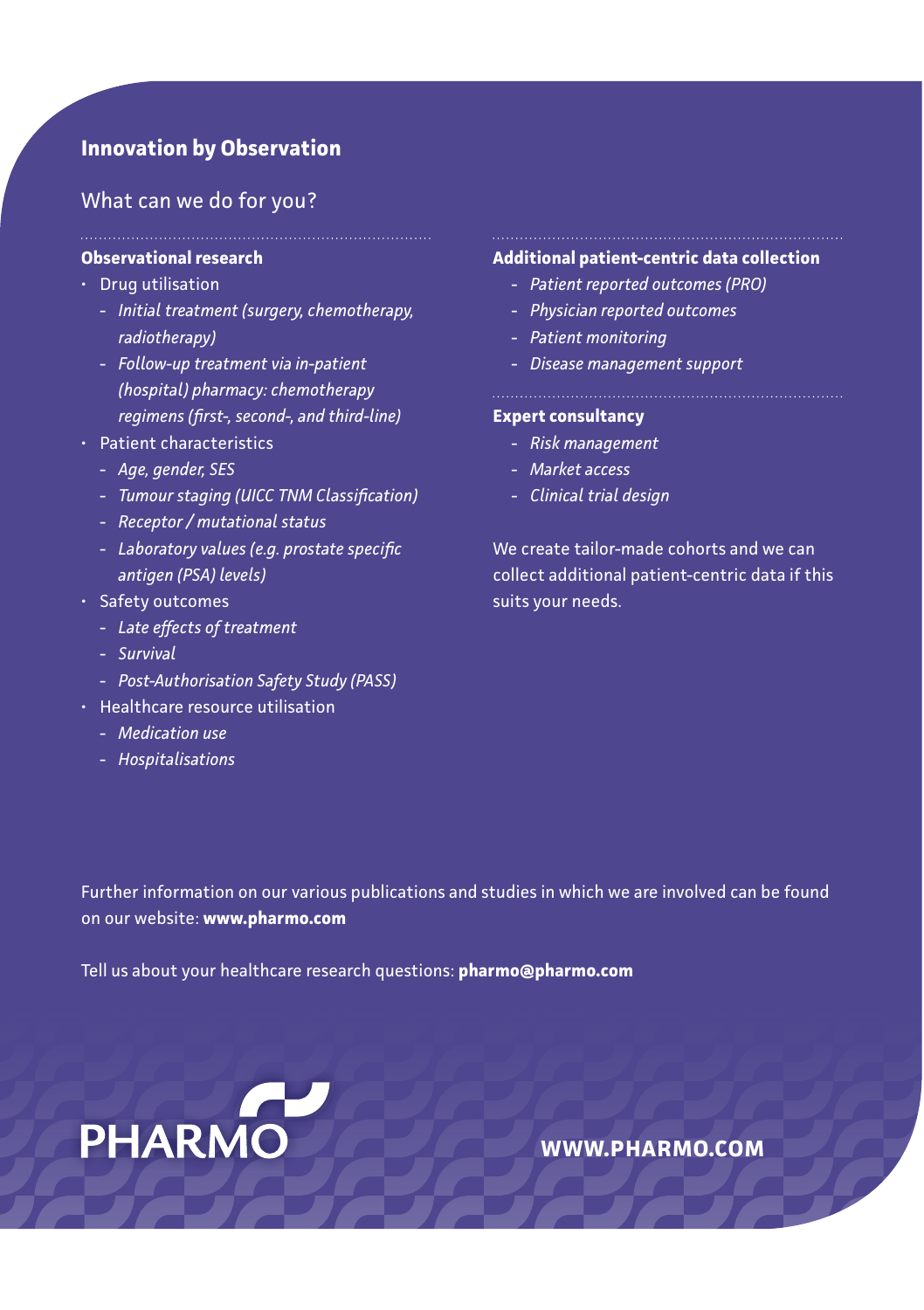## Innovation by Observation

What can we do for you?

### Observational research

- Drug utilisation
  - *Initial treatment (surgery, chemotherapy, radiotherapy)*
  - *Follow-up treatment via in-patient (hospital) pharmacy: chemotherapy regimens (first-, second-, and third-line)*
- Patient characteristics
  - *Age, gender, SES*
  - *Tumour staging (UICC TNM Classification)*
  - *Receptor / mutational status*
  - *Laboratory values (e.g. prostate specific antigen (PSA) levels)*
- Safety outcomes
  - *Late effects of treatment*
  - *Survival*
  - *Post-Authorisation Safety Study (PASS)*
- Healthcare resource utilisation
  - *Medication use*
  - *Hospitalisations*

### Additional patient-centric data collection

- *Patient reported outcomes (PRO)*
- *Physician reported outcomes*
- *Patient monitoring*
- *Disease management support*

### Expert consultancy

- *Risk management*
- *Market access*
- *Clinical trial design*

We create tailor-made cohorts and we can collect additional patient-centric data if this suits your needs.

Further information on our various publications and studies in which we are involved can be found on our website: **www.pharmo.com**

Tell us about your healthcare research questions: **pharmo@pharmo.com**

PHARMO

**WWW.PHARMO.COM**